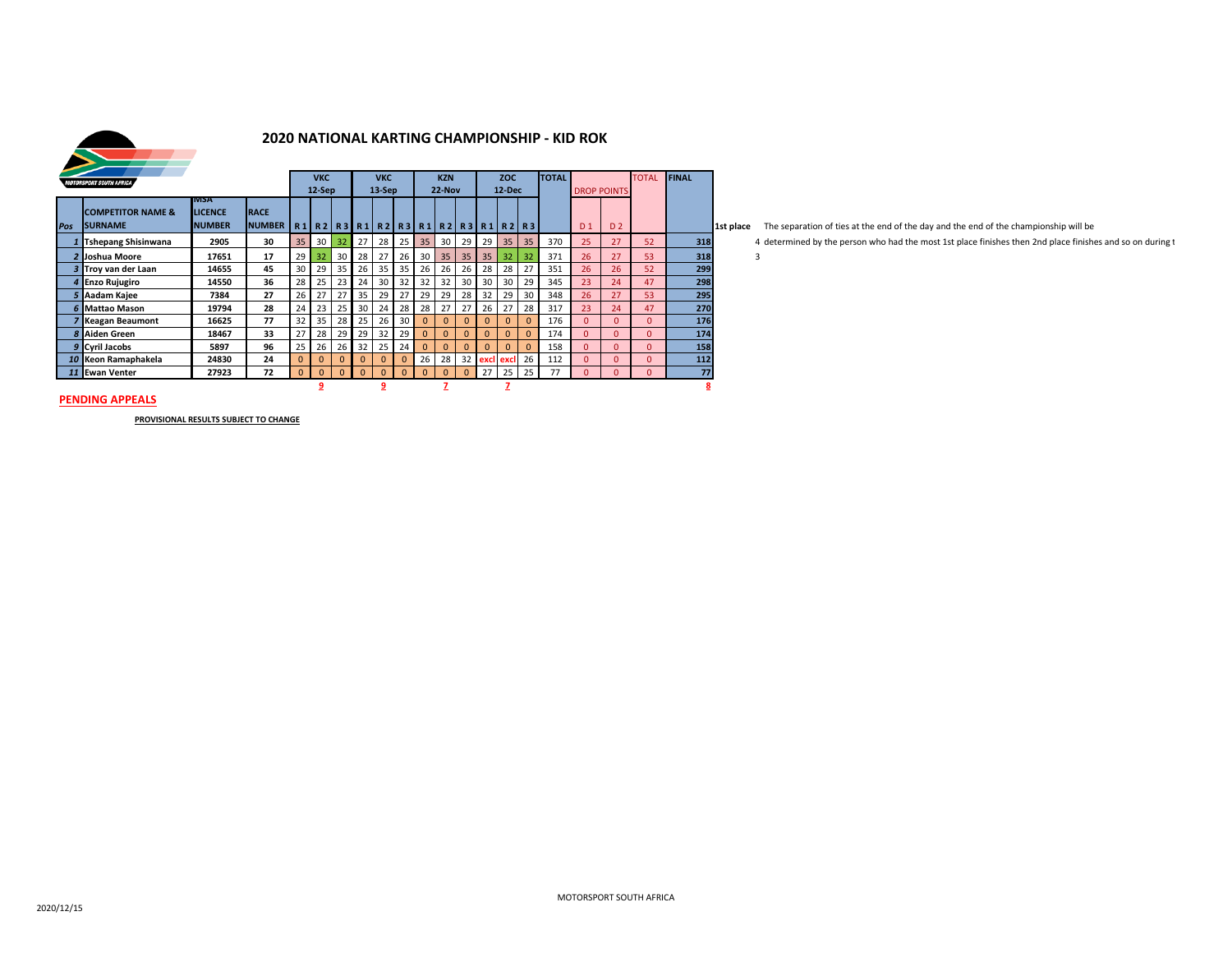# 2020 NATIONAL KARTING CHAMPIONSHIP - KID ROK

MOTORSPORT SOUTH AFRICA

| Pos | COMPETITOR NAME & SURNAME | MSA LICENCE NUMBER | RACE NUMBER | VKC 12-Sep R 1 | R 2 | R 3 | VKC 13-Sep R 1 | R 2 | R 3 | KZN 22-Nov R 1 | R 2 | R 3 | ZOC 12-Dec R 1 | R 2 | R 3 | TOTAL | DROP POINTS D 1 | D 2 | TOTAL | FINAL |
|---|---|---|---|---|---|---|---|---|---|---|---|---|---|---|---|---|---|---|---|---|
| 1 | Tshepang Shisinwana | 2905 | 30 | 35 | 30 | 32 | 27 | 28 | 25 | 35 | 30 | 29 | 29 | 35 | 35 | 370 | 25 | 27 | 52 | 318 |
| 2 | Joshua Moore | 17651 | 17 | 29 | 32 | 30 | 28 | 27 | 26 | 30 | 35 | 35 | 35 | 32 | 32 | 371 | 26 | 27 | 53 | 318 |
| 3 | Troy van der Laan | 14655 | 45 | 30 | 29 | 35 | 26 | 35 | 35 | 26 | 26 | 26 | 28 | 28 | 27 | 351 | 26 | 26 | 52 | 299 |
| 4 | Enzo Rujugiro | 14550 | 36 | 28 | 25 | 23 | 24 | 30 | 32 | 32 | 32 | 30 | 30 | 30 | 29 | 345 | 23 | 24 | 47 | 298 |
| 5 | Aadam Kajee | 7384 | 27 | 26 | 27 | 27 | 35 | 29 | 27 | 29 | 29 | 28 | 32 | 29 | 30 | 348 | 26 | 27 | 53 | 295 |
| 6 | Mattao Mason | 19794 | 28 | 24 | 23 | 25 | 30 | 24 | 28 | 28 | 27 | 27 | 26 | 27 | 28 | 317 | 23 | 24 | 47 | 270 |
| 7 | Keagan Beaumont | 16625 | 77 | 32 | 35 | 28 | 25 | 26 | 30 | 0 | 0 | 0 | 0 | 0 | 0 | 176 | 0 | 0 | 0 | 176 |
| 8 | Aiden Green | 18467 | 33 | 27 | 28 | 29 | 29 | 32 | 29 | 0 | 0 | 0 | 0 | 0 | 0 | 174 | 0 | 0 | 0 | 174 |
| 9 | Cyril Jacobs | 5897 | 96 | 25 | 26 | 26 | 32 | 25 | 24 | 0 | 0 | 0 | 0 | 0 | 0 | 158 | 0 | 0 | 0 | 158 |
| 10 | Keon Ramaphakela | 24830 | 24 | 0 | 0 | 0 | 0 | 0 | 0 | 26 | 28 | 32 | excl | excl | 26 | 112 | 0 | 0 | 0 | 112 |
| 11 | Ewan Venter | 27923 | 72 | 0 | 0 | 0 | 0 | 0 | 0 | 0 | 0 | 0 | 27 | 25 | 25 | 77 | 0 | 0 | 0 | 77 |
| | | | | | 9 | | | 9 | | | 7 | | | 7 | | | | | | 8 |

1st place The separation of ties at the end of the day and the end of the championship will be
4 determined by the person who had the most 1st place finishes then 2nd place finishes and so on during t
3

**PENDING APPEALS**

**PROVISIONAL RESULTS SUBJECT TO CHANGE**

2020/12/15

MOTORSPORT SOUTH AFRICA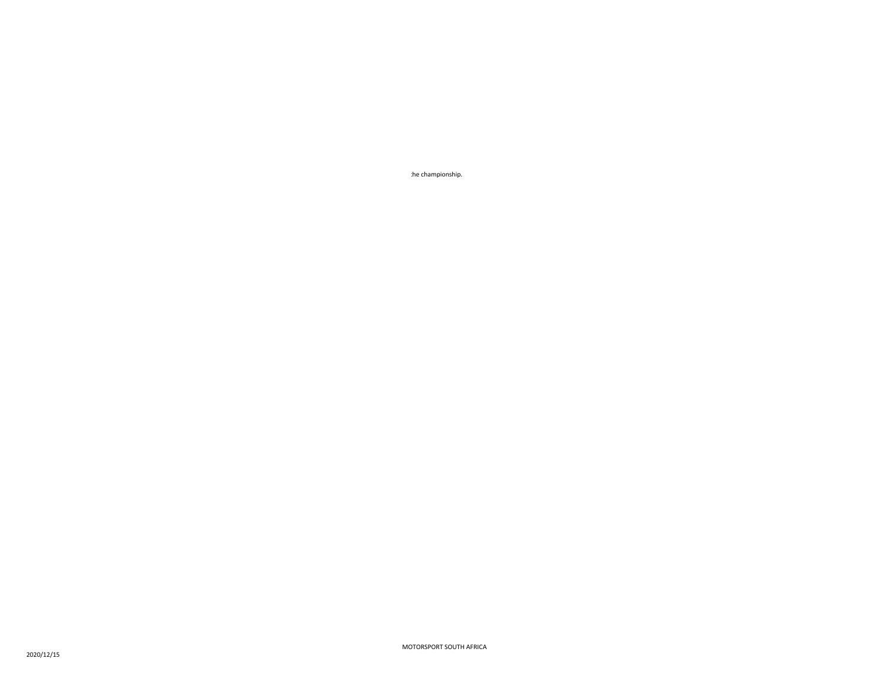:he championship.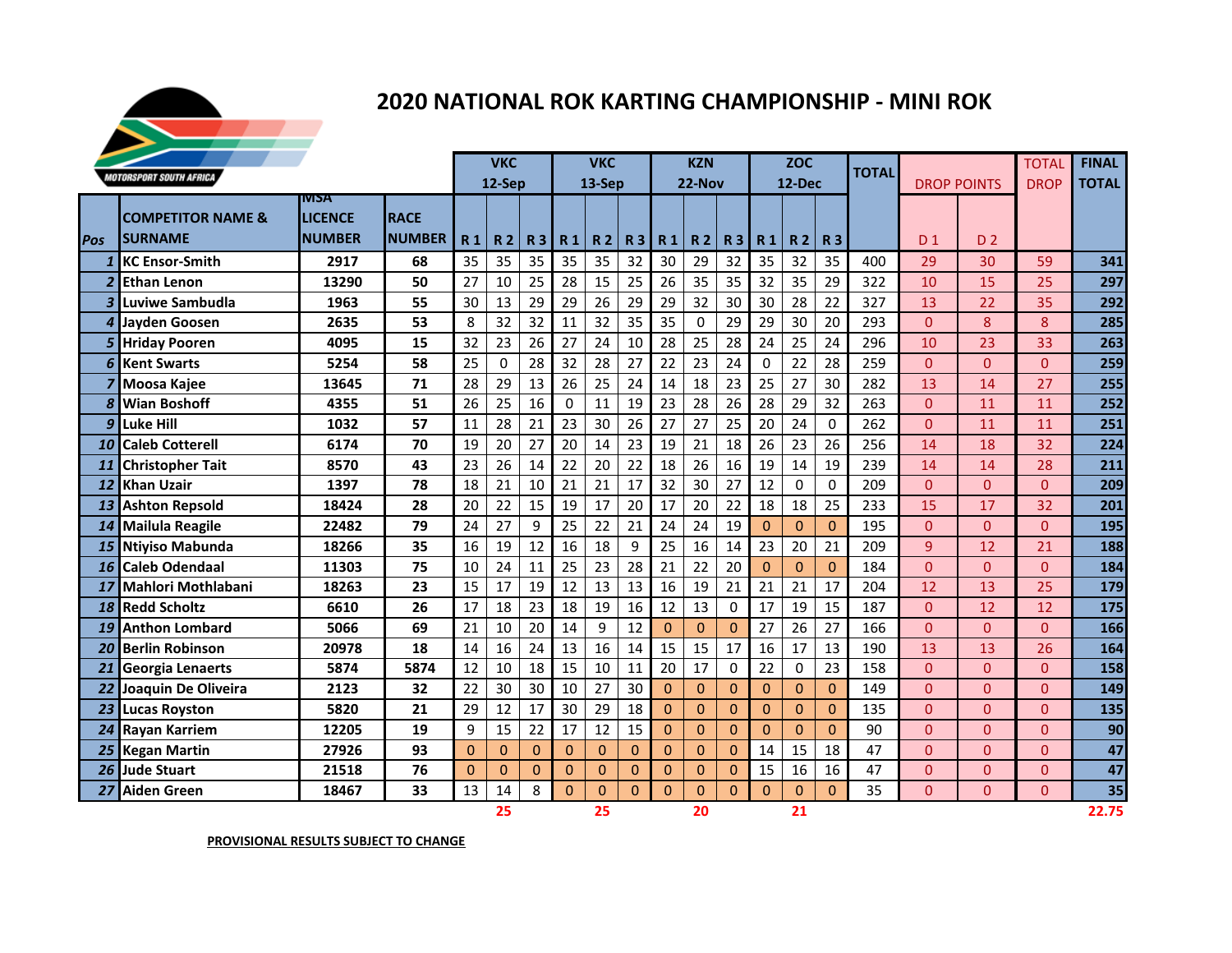# 2020 NATIONAL ROK KARTING CHAMPIONSHIP - MINI ROK

MOTORSPORT SOUTH AFRICA

| Pos | COMPETITOR NAME & SURNAME | MSA LICENCE NUMBER | RACE NUMBER | VKC 12-Sep R 1 | R 2 | R 3 | VKC 13-Sep R 1 | R 2 | R 3 | KZN 22-Nov R 1 | R 2 | R 3 | ZOC 12-Dec R 1 | R 2 | R 3 | TOTAL | DROP POINTS D 1 | D 2 | TOTAL DROP | FINAL TOTAL |
|---|---|---|---|---|---|---|---|---|---|---|---|---|---|---|---|---|---|---|---|---|
| 1 | KC Ensor-Smith | 2917 | 68 | 35 | 35 | 35 | 35 | 35 | 32 | 30 | 29 | 32 | 35 | 32 | 35 | 400 | 29 | 30 | 59 | 341 |
| 2 | Ethan Lenon | 13290 | 50 | 27 | 10 | 25 | 28 | 15 | 25 | 26 | 35 | 35 | 32 | 35 | 29 | 322 | 10 | 15 | 25 | 297 |
| 3 | Luviwe Sambudla | 1963 | 55 | 30 | 13 | 29 | 29 | 26 | 29 | 29 | 32 | 30 | 30 | 28 | 22 | 327 | 13 | 22 | 35 | 292 |
| 4 | Jayden Goosen | 2635 | 53 | 8 | 32 | 32 | 11 | 32 | 35 | 35 | 0 | 29 | 29 | 30 | 20 | 293 | 0 | 8 | 8 | 285 |
| 5 | Hriday Pooren | 4095 | 15 | 32 | 23 | 26 | 27 | 24 | 10 | 28 | 25 | 28 | 24 | 25 | 24 | 296 | 10 | 23 | 33 | 263 |
| 6 | Kent Swarts | 5254 | 58 | 25 | 0 | 28 | 32 | 28 | 27 | 22 | 23 | 24 | 0 | 22 | 28 | 259 | 0 | 0 | 0 | 259 |
| 7 | Moosa Kajee | 13645 | 71 | 28 | 29 | 13 | 26 | 25 | 24 | 14 | 18 | 23 | 25 | 27 | 30 | 282 | 13 | 14 | 27 | 255 |
| 8 | Wian Boshoff | 4355 | 51 | 26 | 25 | 16 | 0 | 11 | 19 | 23 | 28 | 26 | 28 | 29 | 32 | 263 | 0 | 11 | 11 | 252 |
| 9 | Luke Hill | 1032 | 57 | 11 | 28 | 21 | 23 | 30 | 26 | 27 | 27 | 25 | 20 | 24 | 0 | 262 | 0 | 11 | 11 | 251 |
| 10 | Caleb Cotterell | 6174 | 70 | 19 | 20 | 27 | 20 | 14 | 23 | 19 | 21 | 18 | 26 | 23 | 26 | 256 | 14 | 18 | 32 | 224 |
| 11 | Christopher Tait | 8570 | 43 | 23 | 26 | 14 | 22 | 20 | 22 | 18 | 26 | 16 | 19 | 14 | 19 | 239 | 14 | 14 | 28 | 211 |
| 12 | Khan Uzair | 1397 | 78 | 18 | 21 | 10 | 21 | 21 | 17 | 32 | 30 | 27 | 12 | 0 | 0 | 209 | 0 | 0 | 0 | 209 |
| 13 | Ashton Repsold | 18424 | 28 | 20 | 22 | 15 | 19 | 17 | 20 | 17 | 20 | 22 | 18 | 18 | 25 | 233 | 15 | 17 | 32 | 201 |
| 14 | Mailula Reagile | 22482 | 79 | 24 | 27 | 9 | 25 | 22 | 21 | 24 | 24 | 19 | 0 | 0 | 0 | 195 | 0 | 0 | 0 | 195 |
| 15 | Ntiyiso Mabunda | 18266 | 35 | 16 | 19 | 12 | 16 | 18 | 9 | 25 | 16 | 14 | 23 | 20 | 21 | 209 | 9 | 12 | 21 | 188 |
| 16 | Caleb Odendaal | 11303 | 75 | 10 | 24 | 11 | 25 | 23 | 28 | 21 | 22 | 20 | 0 | 0 | 0 | 184 | 0 | 0 | 0 | 184 |
| 17 | Mahlori Mothlabani | 18263 | 23 | 15 | 17 | 19 | 12 | 13 | 13 | 16 | 19 | 21 | 21 | 21 | 17 | 204 | 12 | 13 | 25 | 179 |
| 18 | Redd Scholtz | 6610 | 26 | 17 | 18 | 23 | 18 | 19 | 16 | 12 | 13 | 0 | 17 | 19 | 15 | 187 | 0 | 12 | 12 | 175 |
| 19 | Anthon Lombard | 5066 | 69 | 21 | 10 | 20 | 14 | 9 | 12 | 0 | 0 | 0 | 27 | 26 | 27 | 166 | 0 | 0 | 0 | 166 |
| 20 | Berlin Robinson | 20978 | 18 | 14 | 16 | 24 | 13 | 16 | 14 | 15 | 15 | 17 | 16 | 17 | 13 | 190 | 13 | 13 | 26 | 164 |
| 21 | Georgia Lenaerts | 5874 | 5874 | 12 | 10 | 18 | 15 | 10 | 11 | 20 | 17 | 0 | 22 | 0 | 23 | 158 | 0 | 0 | 0 | 158 |
| 22 | Joaquin De Oliveira | 2123 | 32 | 22 | 30 | 30 | 10 | 27 | 30 | 0 | 0 | 0 | 0 | 0 | 0 | 149 | 0 | 0 | 0 | 149 |
| 23 | Lucas Royston | 5820 | 21 | 29 | 12 | 17 | 30 | 29 | 18 | 0 | 0 | 0 | 0 | 0 | 0 | 135 | 0 | 0 | 0 | 135 |
| 24 | Rayan Karriem | 12205 | 19 | 9 | 15 | 22 | 17 | 12 | 15 | 0 | 0 | 0 | 0 | 0 | 0 | 90 | 0 | 0 | 0 | 90 |
| 25 | Kegan Martin | 27926 | 93 | 0 | 0 | 0 | 0 | 0 | 0 | 0 | 0 | 0 | 14 | 15 | 18 | 47 | 0 | 0 | 0 | 47 |
| 26 | Jude Stuart | 21518 | 76 | 0 | 0 | 0 | 0 | 0 | 0 | 0 | 0 | 0 | 15 | 16 | 16 | 47 | 0 | 0 | 0 | 47 |
| 27 | Aiden Green | 18467 | 33 | 13 | 14 | 8 | 0 | 0 | 0 | 0 | 0 | 0 | 0 | 0 | 0 | 35 | 0 | 0 | 0 | 35 |
| | | | | | 25 | | | 25 | | | 20 | | | 21 | | | | | | 22.75 |

PROVISIONAL RESULTS SUBJECT TO CHANGE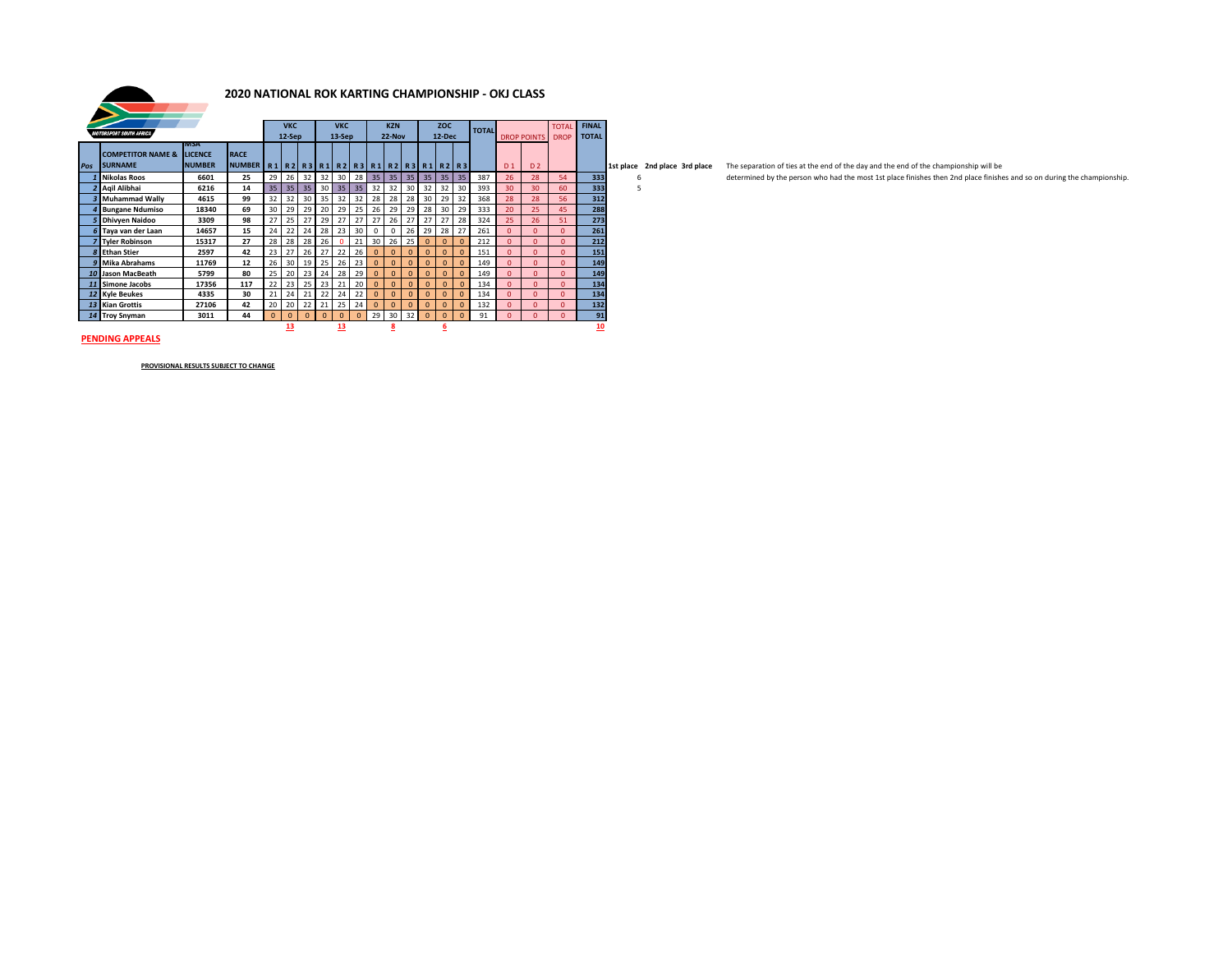# 2020 NATIONAL ROK KARTING CHAMPIONSHIP - OKJ CLASS

MOTORSPORT SOUTH AFRICA

| Pos | COMPETITOR NAME & SURNAME | MSA LICENCE NUMBER | RACE NUMBER | VKC 12-Sep R 1 | R 2 | R 3 | VKC 13-Sep R 1 | R 2 | R 3 | KZN 22-Nov R 1 | R 2 | R 3 | ZOC 12-Dec R 1 | R 2 | R 3 | TOTAL | DROP POINTS D 1 | D 2 | TOTAL DROP | FINAL TOTAL | 1st place | 2nd place | 3rd place |
|---|---|---|---|---|---|---|---|---|---|---|---|---|---|---|---|---|---|---|---|---|---|---|---|
| 1 | Nikolas Roos | 6601 | 25 | 29 | 26 | 32 | 32 | 30 | 28 | 35 | 35 | 35 | 35 | 35 | 35 | 387 | 26 | 28 | 54 | 333 | 6 | | |
| 2 | Aqil Alibhai | 6216 | 14 | 35 | 35 | 35 | 30 | 35 | 35 | 32 | 32 | 30 | 32 | 32 | 30 | 393 | 30 | 30 | 60 | 333 | 5 | | |
| 3 | Muhammad Wally | 4615 | 99 | 32 | 32 | 30 | 35 | 32 | 32 | 28 | 28 | 28 | 30 | 29 | 32 | 368 | 28 | 28 | 56 | 312 | | | |
| 4 | Bungane Ndumiso | 18340 | 69 | 30 | 29 | 29 | 20 | 29 | 25 | 26 | 29 | 29 | 28 | 30 | 29 | 333 | 20 | 25 | 45 | 288 | | | |
| 5 | Dhivyen Naidoo | 3309 | 98 | 27 | 25 | 27 | 29 | 27 | 27 | 27 | 26 | 27 | 27 | 27 | 28 | 324 | 25 | 26 | 51 | 273 | | | |
| 6 | Taya van der Laan | 14657 | 15 | 24 | 22 | 24 | 28 | 23 | 30 | 0 | 0 | 26 | 29 | 28 | 27 | 261 | 0 | 0 | 0 | 261 | | | |
| 7 | Tyler Robinson | 15317 | 27 | 28 | 28 | 28 | 26 | 0 | 21 | 30 | 26 | 25 | 0 | 0 | 0 | 212 | 0 | 0 | 0 | 212 | | | |
| 8 | Ethan Stier | 2597 | 42 | 23 | 27 | 26 | 27 | 22 | 26 | 0 | 0 | 0 | 0 | 0 | 0 | 151 | 0 | 0 | 0 | 151 | | | |
| 9 | Mika Abrahams | 11769 | 12 | 26 | 30 | 19 | 25 | 26 | 23 | 0 | 0 | 0 | 0 | 0 | 0 | 149 | 0 | 0 | 0 | 149 | | | |
| 10 | Jason MacBeath | 5799 | 80 | 25 | 20 | 23 | 24 | 28 | 29 | 0 | 0 | 0 | 0 | 0 | 0 | 149 | 0 | 0 | 0 | 149 | | | |
| 11 | Simone Jacobs | 17356 | 117 | 22 | 23 | 25 | 23 | 21 | 20 | 0 | 0 | 0 | 0 | 0 | 0 | 134 | 0 | 0 | 0 | 134 | | | |
| 12 | Kyle Beukes | 4335 | 30 | 21 | 24 | 21 | 22 | 24 | 22 | 0 | 0 | 0 | 0 | 0 | 0 | 134 | 0 | 0 | 0 | 134 | | | |
| 13 | Kian Grottis | 27106 | 42 | 20 | 20 | 22 | 21 | 25 | 24 | 0 | 0 | 0 | 0 | 0 | 0 | 132 | 0 | 0 | 0 | 132 | | | |
| 14 | Troy Snyman | 3011 | 44 | 0 | 0 | 0 | 0 | 0 | 0 | 29 | 30 | 32 | 0 | 0 | 0 | 91 | 0 | 0 | 0 | 91 | | | |
| | | | | | 13 | | | 13 | | | 8 | | | 6 | | | | | | 10 | | | |

The separation of ties at the end of the day and the end of the championship will be determined by the person who had the most 1st place finishes then 2nd place finishes and so on during the championship.

**PENDING APPEALS**

**PROVISIONAL RESULTS SUBJECT TO CHANGE**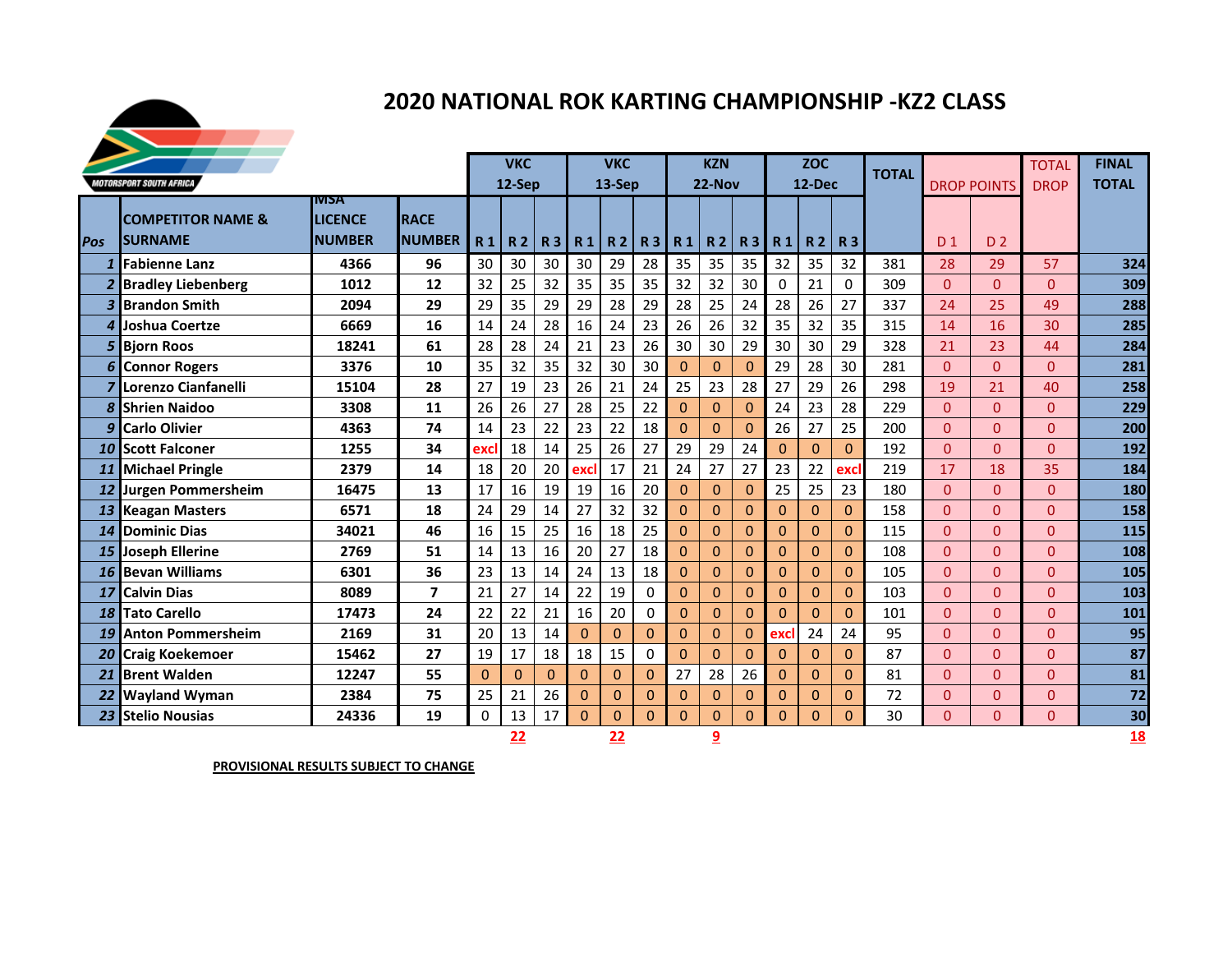# 2020 NATIONAL ROK KARTING CHAMPIONSHIP -KZ2 CLASS

MOTORSPORT SOUTH AFRICA

| Pos | COMPETITOR NAME & SURNAME | MSA LICENCE NUMBER | RACE NUMBER | VKC 12-Sep | | | VKC 13-Sep | | | KZN 22-Nov | | | ZOC 12-Dec | | | TOTAL | DROP POINTS | | TOTAL DROP | FINAL TOTAL |
|---|---|---|---|---|---|---|---|---|---|---|---|---|---|---|---|---|---|---|---|---|
| | | | | R 1 | R 2 | R 3 | R 1 | R 2 | R 3 | R 1 | R 2 | R 3 | R 1 | R 2 | R 3 | | D 1 | D 2 | | |
| 1 | Fabienne Lanz | 4366 | 96 | 30 | 30 | 30 | 30 | 29 | 28 | 35 | 35 | 35 | 32 | 35 | 32 | 381 | 28 | 29 | 57 | 324 |
| 2 | Bradley Liebenberg | 1012 | 12 | 32 | 25 | 32 | 35 | 35 | 35 | 32 | 32 | 30 | 0 | 21 | 0 | 309 | 0 | 0 | 0 | 309 |
| 3 | Brandon Smith | 2094 | 29 | 29 | 35 | 29 | 29 | 28 | 29 | 28 | 25 | 24 | 28 | 26 | 27 | 337 | 24 | 25 | 49 | 288 |
| 4 | Joshua Coertze | 6669 | 16 | 14 | 24 | 28 | 16 | 24 | 23 | 26 | 26 | 32 | 35 | 32 | 35 | 315 | 14 | 16 | 30 | 285 |
| 5 | Bjorn Roos | 18241 | 61 | 28 | 28 | 24 | 21 | 23 | 26 | 30 | 30 | 29 | 30 | 30 | 29 | 328 | 21 | 23 | 44 | 284 |
| 6 | Connor Rogers | 3376 | 10 | 35 | 32 | 35 | 32 | 30 | 30 | 0 | 0 | 0 | 29 | 28 | 30 | 281 | 0 | 0 | 0 | 281 |
| 7 | Lorenzo Cianfanelli | 15104 | 28 | 27 | 19 | 23 | 26 | 21 | 24 | 25 | 23 | 28 | 27 | 29 | 26 | 298 | 19 | 21 | 40 | 258 |
| 8 | Shrien Naidoo | 3308 | 11 | 26 | 26 | 27 | 28 | 25 | 22 | 0 | 0 | 0 | 24 | 23 | 28 | 229 | 0 | 0 | 0 | 229 |
| 9 | Carlo Olivier | 4363 | 74 | 14 | 23 | 22 | 23 | 22 | 18 | 0 | 0 | 0 | 26 | 27 | 25 | 200 | 0 | 0 | 0 | 200 |
| 10 | Scott Falconer | 1255 | 34 | excl | 18 | 14 | 25 | 26 | 27 | 29 | 29 | 24 | 0 | 0 | 0 | 192 | 0 | 0 | 0 | 192 |
| 11 | Michael Pringle | 2379 | 14 | 18 | 20 | 20 | excl | 17 | 21 | 24 | 27 | 27 | 23 | 22 | excl | 219 | 17 | 18 | 35 | 184 |
| 12 | Jurgen Pommersheim | 16475 | 13 | 17 | 16 | 19 | 19 | 16 | 20 | 0 | 0 | 0 | 25 | 25 | 23 | 180 | 0 | 0 | 0 | 180 |
| 13 | Keagan Masters | 6571 | 18 | 24 | 29 | 14 | 27 | 32 | 32 | 0 | 0 | 0 | 0 | 0 | 0 | 158 | 0 | 0 | 0 | 158 |
| 14 | Dominic Dias | 34021 | 46 | 16 | 15 | 25 | 16 | 18 | 25 | 0 | 0 | 0 | 0 | 0 | 0 | 115 | 0 | 0 | 0 | 115 |
| 15 | Joseph Ellerine | 2769 | 51 | 14 | 13 | 16 | 20 | 27 | 18 | 0 | 0 | 0 | 0 | 0 | 0 | 108 | 0 | 0 | 0 | 108 |
| 16 | Bevan Williams | 6301 | 36 | 23 | 13 | 14 | 24 | 13 | 18 | 0 | 0 | 0 | 0 | 0 | 0 | 105 | 0 | 0 | 0 | 105 |
| 17 | Calvin Dias | 8089 | 7 | 21 | 27 | 14 | 22 | 19 | 0 | 0 | 0 | 0 | 0 | 0 | 0 | 103 | 0 | 0 | 0 | 103 |
| 18 | Tato Carello | 17473 | 24 | 22 | 22 | 21 | 16 | 20 | 0 | 0 | 0 | 0 | 0 | 0 | 0 | 101 | 0 | 0 | 0 | 101 |
| 19 | Anton Pommersheim | 2169 | 31 | 20 | 13 | 14 | 0 | 0 | 0 | 0 | 0 | 0 | excl | 24 | 24 | 95 | 0 | 0 | 0 | 95 |
| 20 | Craig Koekemoer | 15462 | 27 | 19 | 17 | 18 | 18 | 15 | 0 | 0 | 0 | 0 | 0 | 0 | 0 | 87 | 0 | 0 | 0 | 87 |
| 21 | Brent Walden | 12247 | 55 | 0 | 0 | 0 | 0 | 0 | 0 | 27 | 28 | 26 | 0 | 0 | 0 | 81 | 0 | 0 | 0 | 81 |
| 22 | Wayland Wyman | 2384 | 75 | 25 | 21 | 26 | 0 | 0 | 0 | 0 | 0 | 0 | 0 | 0 | 0 | 72 | 0 | 0 | 0 | 72 |
| 23 | Stelio Nousias | 24336 | 19 | 0 | 13 | 17 | 0 | 0 | 0 | 0 | 0 | 0 | 0 | 0 | 0 | 30 | 0 | 0 | 0 | 30 |
| | | | | | 22 | | | 22 | | | 9 | | | | | | | | | 18 |

**PROVISIONAL RESULTS SUBJECT TO CHANGE**